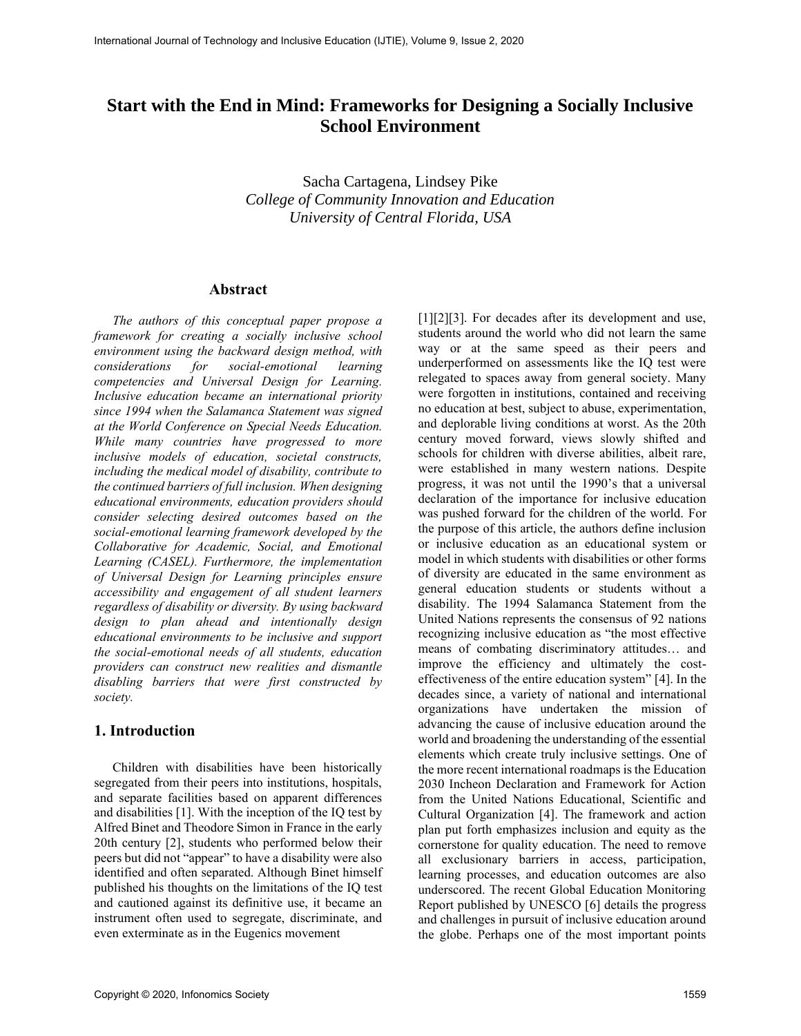# Start with the End in Mind: Frameworks for Designing a Socially Inclusive School Environment

Sacha Cartagena, Lindsey Pike
*College of Community Innovation and Education*
*University of Central Florida, USA*

## Abstract

*The authors of this conceptual paper propose a framework for creating a socially inclusive school environment using the backward design method, with considerations for social-emotional learning competencies and Universal Design for Learning. Inclusive education became an international priority since 1994 when the Salamanca Statement was signed at the World Conference on Special Needs Education. While many countries have progressed to more inclusive models of education, societal constructs, including the medical model of disability, contribute to the continued barriers of full inclusion. When designing educational environments, education providers should consider selecting desired outcomes based on the social-emotional learning framework developed by the Collaborative for Academic, Social, and Emotional Learning (CASEL). Furthermore, the implementation of Universal Design for Learning principles ensure accessibility and engagement of all student learners regardless of disability or diversity. By using backward design to plan ahead and intentionally design educational environments to be inclusive and support the social-emotional needs of all students, education providers can construct new realities and dismantle disabling barriers that were first constructed by society.*

## 1. Introduction

Children with disabilities have been historically segregated from their peers into institutions, hospitals, and separate facilities based on apparent differences and disabilities [1]. With the inception of the IQ test by Alfred Binet and Theodore Simon in France in the early 20th century [2], students who performed below their peers but did not "appear" to have a disability were also identified and often separated. Although Binet himself published his thoughts on the limitations of the IQ test and cautioned against its definitive use, it became an instrument often used to segregate, discriminate, and even exterminate as in the Eugenics movement [1][2][3]. For decades after its development and use, students around the world who did not learn the same way or at the same speed as their peers and underperformed on assessments like the IQ test were relegated to spaces away from general society. Many were forgotten in institutions, contained and receiving no education at best, subject to abuse, experimentation, and deplorable living conditions at worst. As the 20th century moved forward, views slowly shifted and schools for children with diverse abilities, albeit rare, were established in many western nations. Despite progress, it was not until the 1990's that a universal declaration of the importance for inclusive education was pushed forward for the children of the world. For the purpose of this article, the authors define inclusion or inclusive education as an educational system or model in which students with disabilities or other forms of diversity are educated in the same environment as general education students or students without a disability. The 1994 Salamanca Statement from the United Nations represents the consensus of 92 nations recognizing inclusive education as "the most effective means of combating discriminatory attitudes… and improve the efficiency and ultimately the cost-effectiveness of the entire education system" [4]. In the decades since, a variety of national and international organizations have undertaken the mission of advancing the cause of inclusive education around the world and broadening the understanding of the essential elements which create truly inclusive settings. One of the more recent international roadmaps is the Education 2030 Incheon Declaration and Framework for Action from the United Nations Educational, Scientific and Cultural Organization [4]. The framework and action plan put forth emphasizes inclusion and equity as the cornerstone for quality education. The need to remove all exclusionary barriers in access, participation, learning processes, and education outcomes are also underscored. The recent Global Education Monitoring Report published by UNESCO [6] details the progress and challenges in pursuit of inclusive education around the globe. Perhaps one of the most important points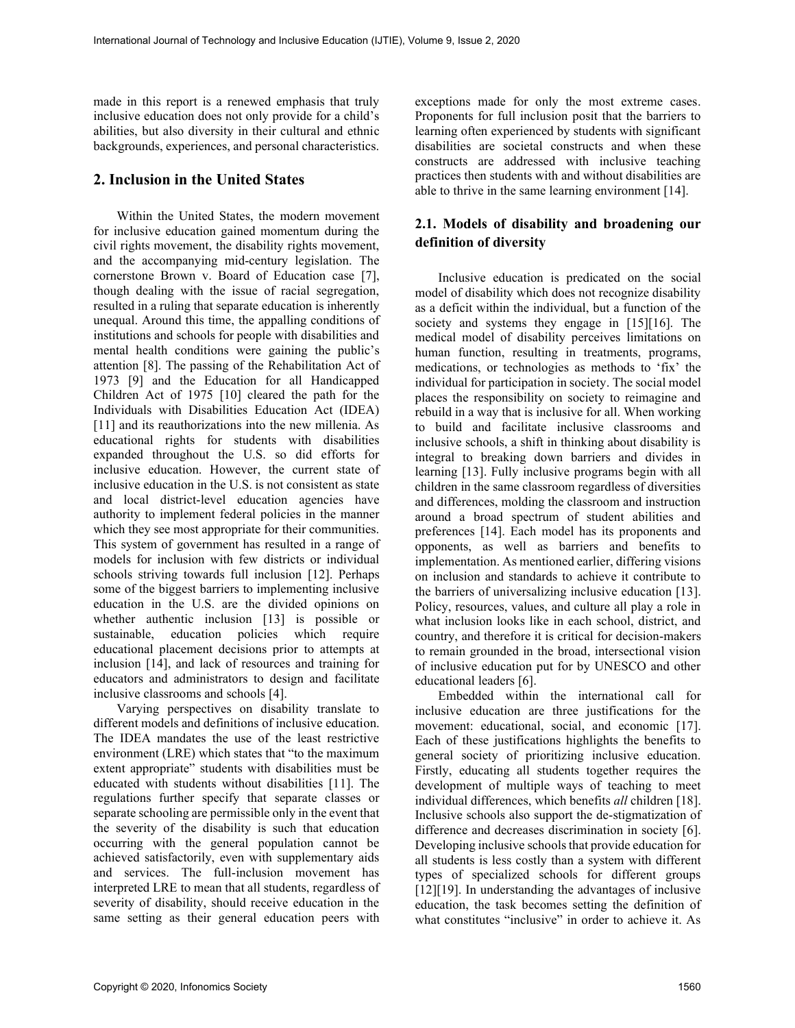made in this report is a renewed emphasis that truly inclusive education does not only provide for a child's abilities, but also diversity in their cultural and ethnic backgrounds, experiences, and personal characteristics.

## 2. Inclusion in the United States

Within the United States, the modern movement for inclusive education gained momentum during the civil rights movement, the disability rights movement, and the accompanying mid-century legislation. The cornerstone Brown v. Board of Education case [7], though dealing with the issue of racial segregation, resulted in a ruling that separate education is inherently unequal. Around this time, the appalling conditions of institutions and schools for people with disabilities and mental health conditions were gaining the public's attention [8]. The passing of the Rehabilitation Act of 1973 [9] and the Education for all Handicapped Children Act of 1975 [10] cleared the path for the Individuals with Disabilities Education Act (IDEA) [11] and its reauthorizations into the new millenia. As educational rights for students with disabilities expanded throughout the U.S. so did efforts for inclusive education. However, the current state of inclusive education in the U.S. is not consistent as state and local district-level education agencies have authority to implement federal policies in the manner which they see most appropriate for their communities. This system of government has resulted in a range of models for inclusion with few districts or individual schools striving towards full inclusion [12]. Perhaps some of the biggest barriers to implementing inclusive education in the U.S. are the divided opinions on whether authentic inclusion [13] is possible or sustainable, education policies which require educational placement decisions prior to attempts at inclusion [14], and lack of resources and training for educators and administrators to design and facilitate inclusive classrooms and schools [4].

Varying perspectives on disability translate to different models and definitions of inclusive education. The IDEA mandates the use of the least restrictive environment (LRE) which states that "to the maximum extent appropriate" students with disabilities must be educated with students without disabilities [11]. The regulations further specify that separate classes or separate schooling are permissible only in the event that the severity of the disability is such that education occurring with the general population cannot be achieved satisfactorily, even with supplementary aids and services. The full-inclusion movement has interpreted LRE to mean that all students, regardless of severity of disability, should receive education in the same setting as their general education peers with exceptions made for only the most extreme cases. Proponents for full inclusion posit that the barriers to learning often experienced by students with significant disabilities are societal constructs and when these constructs are addressed with inclusive teaching practices then students with and without disabilities are able to thrive in the same learning environment [14].

### 2.1. Models of disability and broadening our definition of diversity

Inclusive education is predicated on the social model of disability which does not recognize disability as a deficit within the individual, but a function of the society and systems they engage in [15][16]. The medical model of disability perceives limitations on human function, resulting in treatments, programs, medications, or technologies as methods to 'fix' the individual for participation in society. The social model places the responsibility on society to reimagine and rebuild in a way that is inclusive for all. When working to build and facilitate inclusive classrooms and inclusive schools, a shift in thinking about disability is integral to breaking down barriers and divides in learning [13]. Fully inclusive programs begin with all children in the same classroom regardless of diversities and differences, molding the classroom and instruction around a broad spectrum of student abilities and preferences [14]. Each model has its proponents and opponents, as well as barriers and benefits to implementation. As mentioned earlier, differing visions on inclusion and standards to achieve it contribute to the barriers of universalizing inclusive education [13]. Policy, resources, values, and culture all play a role in what inclusion looks like in each school, district, and country, and therefore it is critical for decision-makers to remain grounded in the broad, intersectional vision of inclusive education put for by UNESCO and other educational leaders [6].

Embedded within the international call for inclusive education are three justifications for the movement: educational, social, and economic [17]. Each of these justifications highlights the benefits to general society of prioritizing inclusive education. Firstly, educating all students together requires the development of multiple ways of teaching to meet individual differences, which benefits *all* children [18]. Inclusive schools also support the de-stigmatization of difference and decreases discrimination in society [6]. Developing inclusive schools that provide education for all students is less costly than a system with different types of specialized schools for different groups [12][19]. In understanding the advantages of inclusive education, the task becomes setting the definition of what constitutes "inclusive" in order to achieve it. As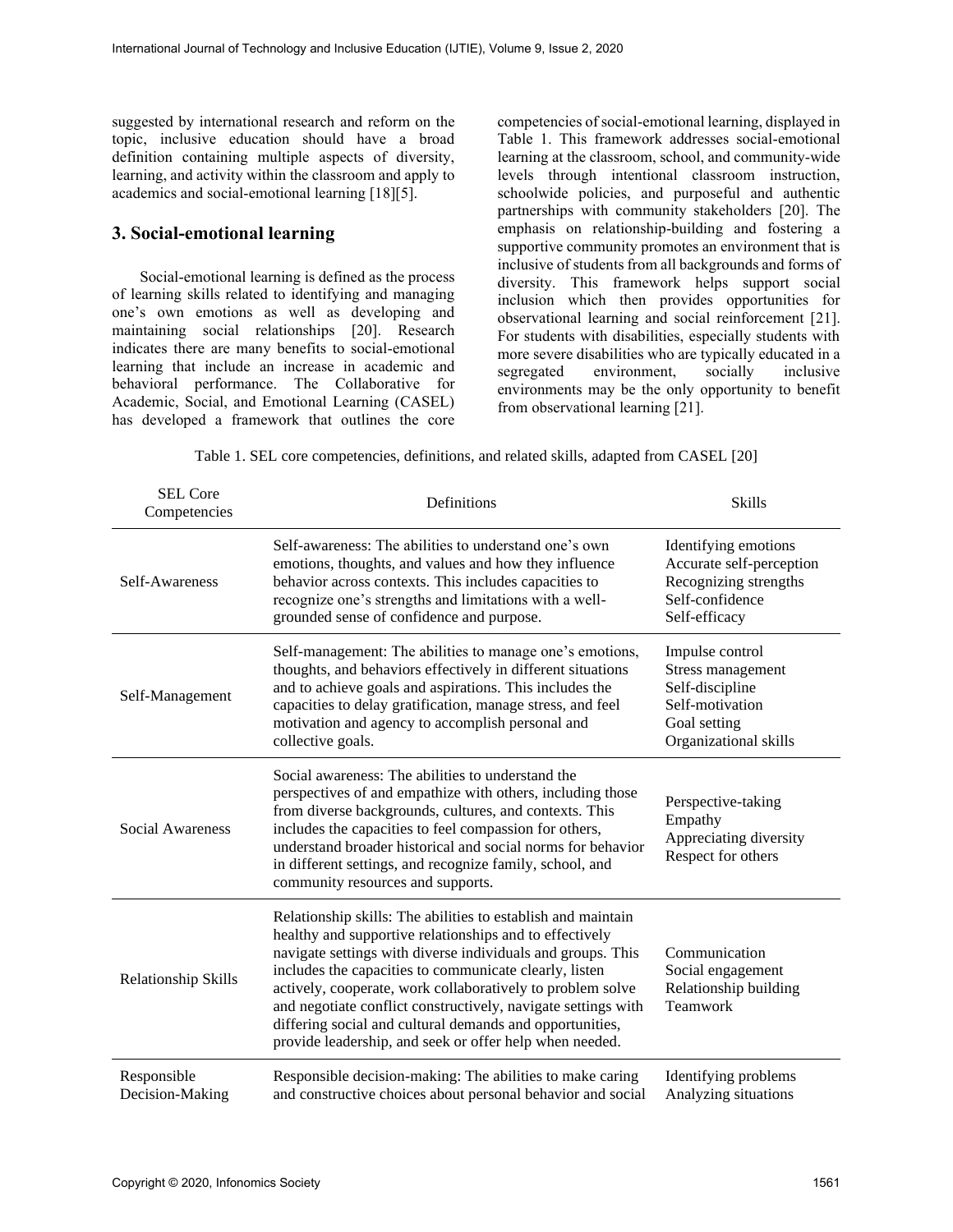suggested by international research and reform on the topic, inclusive education should have a broad definition containing multiple aspects of diversity, learning, and activity within the classroom and apply to academics and social-emotional learning [18][5].

## 3. Social-emotional learning

Social-emotional learning is defined as the process of learning skills related to identifying and managing one's own emotions as well as developing and maintaining social relationships [20]. Research indicates there are many benefits to social-emotional learning that include an increase in academic and behavioral performance. The Collaborative for Academic, Social, and Emotional Learning (CASEL) has developed a framework that outlines the core competencies of social-emotional learning, displayed in Table 1. This framework addresses social-emotional learning at the classroom, school, and community-wide levels through intentional classroom instruction, schoolwide policies, and purposeful and authentic partnerships with community stakeholders [20]. The emphasis on relationship-building and fostering a supportive community promotes an environment that is inclusive of students from all backgrounds and forms of diversity. This framework helps support social inclusion which then provides opportunities for observational learning and social reinforcement [21]. For students with disabilities, especially students with more severe disabilities who are typically educated in a segregated environment, socially inclusive environments may be the only opportunity to benefit from observational learning [21].

Table 1. SEL core competencies, definitions, and related skills, adapted from CASEL [20]

| SEL Core Competencies | Definitions | Skills |
|---|---|---|
| Self-Awareness | Self-awareness: The abilities to understand one's own emotions, thoughts, and values and how they influence behavior across contexts. This includes capacities to recognize one's strengths and limitations with a well-grounded sense of confidence and purpose. | Identifying emotions<br>Accurate self-perception<br>Recognizing strengths<br>Self-confidence<br>Self-efficacy |
| Self-Management | Self-management: The abilities to manage one's emotions, thoughts, and behaviors effectively in different situations and to achieve goals and aspirations. This includes the capacities to delay gratification, manage stress, and feel motivation and agency to accomplish personal and collective goals. | Impulse control<br>Stress management<br>Self-discipline<br>Self-motivation<br>Goal setting<br>Organizational skills |
| Social Awareness | Social awareness: The abilities to understand the perspectives of and empathize with others, including those from diverse backgrounds, cultures, and contexts. This includes the capacities to feel compassion for others, understand broader historical and social norms for behavior in different settings, and recognize family, school, and community resources and supports. | Perspective-taking<br>Empathy<br>Appreciating diversity<br>Respect for others |
| Relationship Skills | Relationship skills: The abilities to establish and maintain healthy and supportive relationships and to effectively navigate settings with diverse individuals and groups. This includes the capacities to communicate clearly, listen actively, cooperate, work collaboratively to problem solve and negotiate conflict constructively, navigate settings with differing social and cultural demands and opportunities, provide leadership, and seek or offer help when needed. | Communication<br>Social engagement<br>Relationship building<br>Teamwork |
| Responsible Decision-Making | Responsible decision-making: The abilities to make caring and constructive choices about personal behavior and social | Identifying problems<br>Analyzing situations |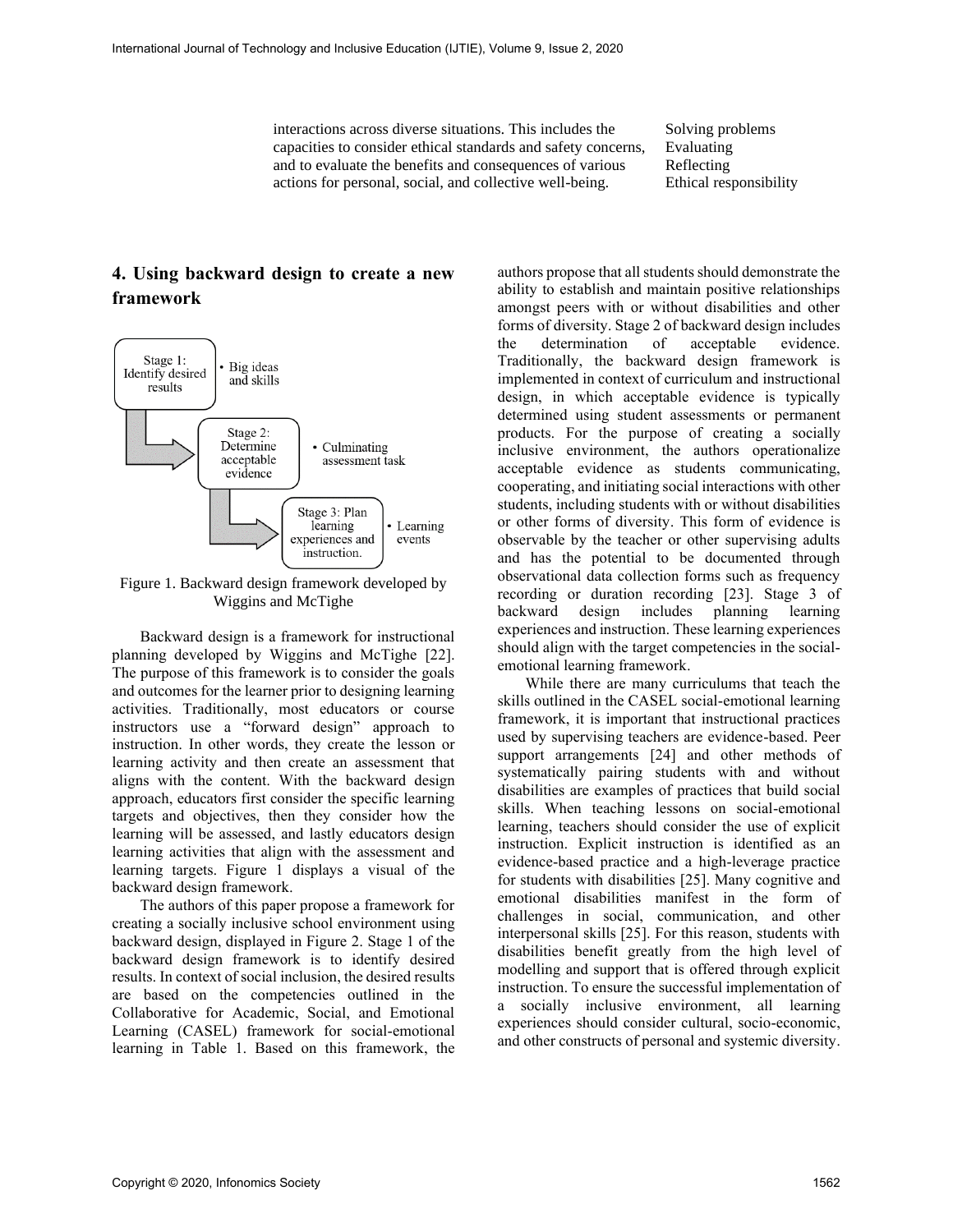| | |
|---|---|
| interactions across diverse situations. This includes the capacities to consider ethical standards and safety concerns, and to evaluate the benefits and consequences of various actions for personal, social, and collective well-being. | Solving problems<br>Evaluating<br>Reflecting<br>Ethical responsibility |

## 4. Using backward design to create a new framework

Figure 1. Backward design framework developed by Wiggins and McTighe

Backward design is a framework for instructional planning developed by Wiggins and McTighe [22]. The purpose of this framework is to consider the goals and outcomes for the learner prior to designing learning activities. Traditionally, most educators or course instructors use a "forward design" approach to instruction. In other words, they create the lesson or learning activity and then create an assessment that aligns with the content. With the backward design approach, educators first consider the specific learning targets and objectives, then they consider how the learning will be assessed, and lastly educators design learning activities that align with the assessment and learning targets. Figure 1 displays a visual of the backward design framework.

The authors of this paper propose a framework for creating a socially inclusive school environment using backward design, displayed in Figure 2. Stage 1 of the backward design framework is to identify desired results. In context of social inclusion, the desired results are based on the competencies outlined in the Collaborative for Academic, Social, and Emotional Learning (CASEL) framework for social-emotional learning in Table 1. Based on this framework, the authors propose that all students should demonstrate the ability to establish and maintain positive relationships amongst peers with or without disabilities and other forms of diversity. Stage 2 of backward design includes the determination of acceptable evidence. Traditionally, the backward design framework is implemented in context of curriculum and instructional design, in which acceptable evidence is typically determined using student assessments or permanent products. For the purpose of creating a socially inclusive environment, the authors operationalize acceptable evidence as students communicating, cooperating, and initiating social interactions with other students, including students with or without disabilities or other forms of diversity. This form of evidence is observable by the teacher or other supervising adults and has the potential to be documented through observational data collection forms such as frequency recording or duration recording [23]. Stage 3 of backward design includes planning learning experiences and instruction. These learning experiences should align with the target competencies in the social-emotional learning framework.

While there are many curriculums that teach the skills outlined in the CASEL social-emotional learning framework, it is important that instructional practices used by supervising teachers are evidence-based. Peer support arrangements [24] and other methods of systematically pairing students with and without disabilities are examples of practices that build social skills. When teaching lessons on social-emotional learning, teachers should consider the use of explicit instruction. Explicit instruction is identified as an evidence-based practice and a high-leverage practice for students with disabilities [25]. Many cognitive and emotional disabilities manifest in the form of challenges in social, communication, and other interpersonal skills [25]. For this reason, students with disabilities benefit greatly from the high level of modelling and support that is offered through explicit instruction. To ensure the successful implementation of a socially inclusive environment, all learning experiences should consider cultural, socio-economic, and other constructs of personal and systemic diversity.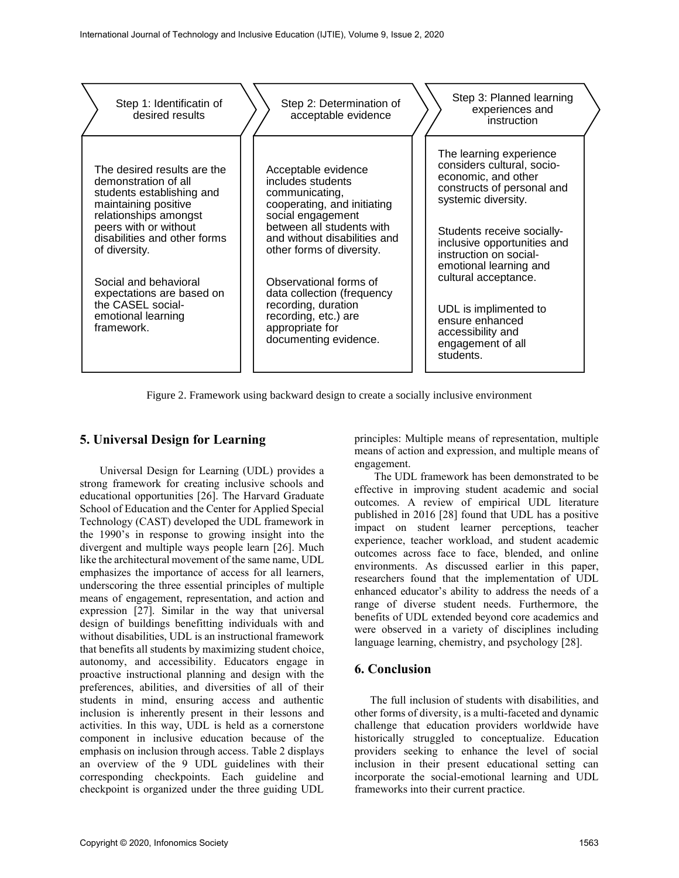| Step 1: Identificatin of desired results | Step 2: Determination of acceptable evidence | Step 3: Planned learning experiences and instruction |
|---|---|---|
| The desired results are the demonstration of all students establishing and maintaining positive relationships amongst peers with or without disabilities and other forms of diversity.<br><br>Social and behavioral expectations are based on the CASEL social-emotional learning framework. | Acceptable evidence includes students communicating, cooperating, and initiating social engagement between all students with and without disabilities and other forms of diversity.<br><br>Observational forms of data collection (frequency recording, duration recording, etc.) are appropriate for documenting evidence. | The learning experience considers cultural, socio-economic, and other constructs of personal and systemic diversity.<br><br>Students receive socially-inclusive opportunities and instruction on social-emotional learning and cultural acceptance.<br><br>UDL is implimented to ensure enhanced accessibility and engagement of all students. |

Figure 2. Framework using backward design to create a socially inclusive environment

## 5. Universal Design for Learning

Universal Design for Learning (UDL) provides a strong framework for creating inclusive schools and educational opportunities [26]. The Harvard Graduate School of Education and the Center for Applied Special Technology (CAST) developed the UDL framework in the 1990's in response to growing insight into the divergent and multiple ways people learn [26]. Much like the architectural movement of the same name, UDL emphasizes the importance of access for all learners, underscoring the three essential principles of multiple means of engagement, representation, and action and expression [27]. Similar in the way that universal design of buildings benefitting individuals with and without disabilities, UDL is an instructional framework that benefits all students by maximizing student choice, autonomy, and accessibility. Educators engage in proactive instructional planning and design with the preferences, abilities, and diversities of all of their students in mind, ensuring access and authentic inclusion is inherently present in their lessons and activities. In this way, UDL is held as a cornerstone component in inclusive education because of the emphasis on inclusion through access. Table 2 displays an overview of the 9 UDL guidelines with their corresponding checkpoints. Each guideline and checkpoint is organized under the three guiding UDL principles: Multiple means of representation, multiple means of action and expression, and multiple means of engagement.

The UDL framework has been demonstrated to be effective in improving student academic and social outcomes. A review of empirical UDL literature published in 2016 [28] found that UDL has a positive impact on student learner perceptions, teacher experience, teacher workload, and student academic outcomes across face to face, blended, and online environments. As discussed earlier in this paper, researchers found that the implementation of UDL enhanced educator's ability to address the needs of a range of diverse student needs. Furthermore, the benefits of UDL extended beyond core academics and were observed in a variety of disciplines including language learning, chemistry, and psychology [28].

## 6. Conclusion

The full inclusion of students with disabilities, and other forms of diversity, is a multi-faceted and dynamic challenge that education providers worldwide have historically struggled to conceptualize. Education providers seeking to enhance the level of social inclusion in their present educational setting can incorporate the social-emotional learning and UDL frameworks into their current practice.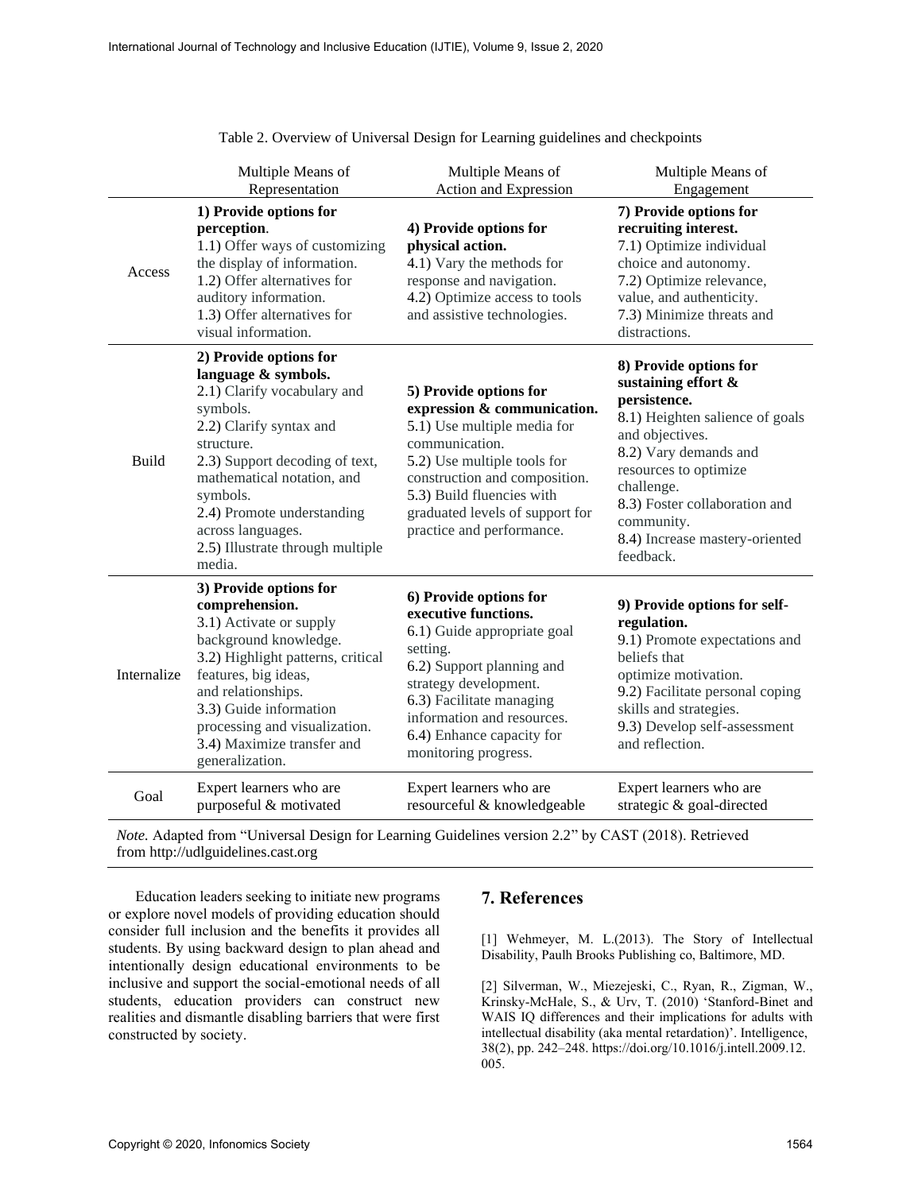Table 2. Overview of Universal Design for Learning guidelines and checkpoints

| | Multiple Means of Representation | Multiple Means of Action and Expression | Multiple Means of Engagement |
|---|---|---|---|
| Access | **1) Provide options for perception**. 1.1) Offer ways of customizing the display of information. 1.2) Offer alternatives for auditory information. 1.3) Offer alternatives for visual information. | **4) Provide options for physical action.** 4.1) Vary the methods for response and navigation. 4.2) Optimize access to tools and assistive technologies. | **7) Provide options for recruiting interest.** 7.1) Optimize individual choice and autonomy. 7.2) Optimize relevance, value, and authenticity. 7.3) Minimize threats and distractions. |
| Build | **2) Provide options for language & symbols.** 2.1) Clarify vocabulary and symbols. 2.2) Clarify syntax and structure. 2.3) Support decoding of text, mathematical notation, and symbols. 2.4) Promote understanding across languages. 2.5) Illustrate through multiple media. | **5) Provide options for expression & communication.** 5.1) Use multiple media for communication. 5.2) Use multiple tools for construction and composition. 5.3) Build fluencies with graduated levels of support for practice and performance. | **8) Provide options for sustaining effort & persistence.** 8.1) Heighten salience of goals and objectives. 8.2) Vary demands and resources to optimize challenge. 8.3) Foster collaboration and community. 8.4) Increase mastery-oriented feedback. |
| Internalize | **3) Provide options for comprehension.** 3.1) Activate or supply background knowledge. 3.2) Highlight patterns, critical features, big ideas, and relationships. 3.3) Guide information processing and visualization. 3.4) Maximize transfer and generalization. | **6) Provide options for executive functions.** 6.1) Guide appropriate goal setting. 6.2) Support planning and strategy development. 6.3) Facilitate managing information and resources. 6.4) Enhance capacity for monitoring progress. | **9) Provide options for self-regulation.** 9.1) Promote expectations and beliefs that optimize motivation. 9.2) Facilitate personal coping skills and strategies. 9.3) Develop self-assessment and reflection. |
| Goal | Expert learners who are purposeful & motivated | Expert learners who are resourceful & knowledgeable | Expert learners who are strategic & goal-directed |

*Note.* Adapted from "Universal Design for Learning Guidelines version 2.2" by CAST (2018). Retrieved from http://udlguidelines.cast.org

Education leaders seeking to initiate new programs or explore novel models of providing education should consider full inclusion and the benefits it provides all students. By using backward design to plan ahead and intentionally design educational environments to be inclusive and support the social-emotional needs of all students, education providers can construct new realities and dismantle disabling barriers that were first constructed by society.

## 7. References

[1] Wehmeyer, M. L.(2013). The Story of Intellectual Disability, Paulh Brooks Publishing co, Baltimore, MD.

[2] Silverman, W., Miezejeski, C., Ryan, R., Zigman, W., Krinsky-McHale, S., & Urv, T. (2010) 'Stanford-Binet and WAIS IQ differences and their implications for adults with intellectual disability (aka mental retardation)'. Intelligence, 38(2), pp. 242–248. https://doi.org/10.1016/j.intell.2009.12.005.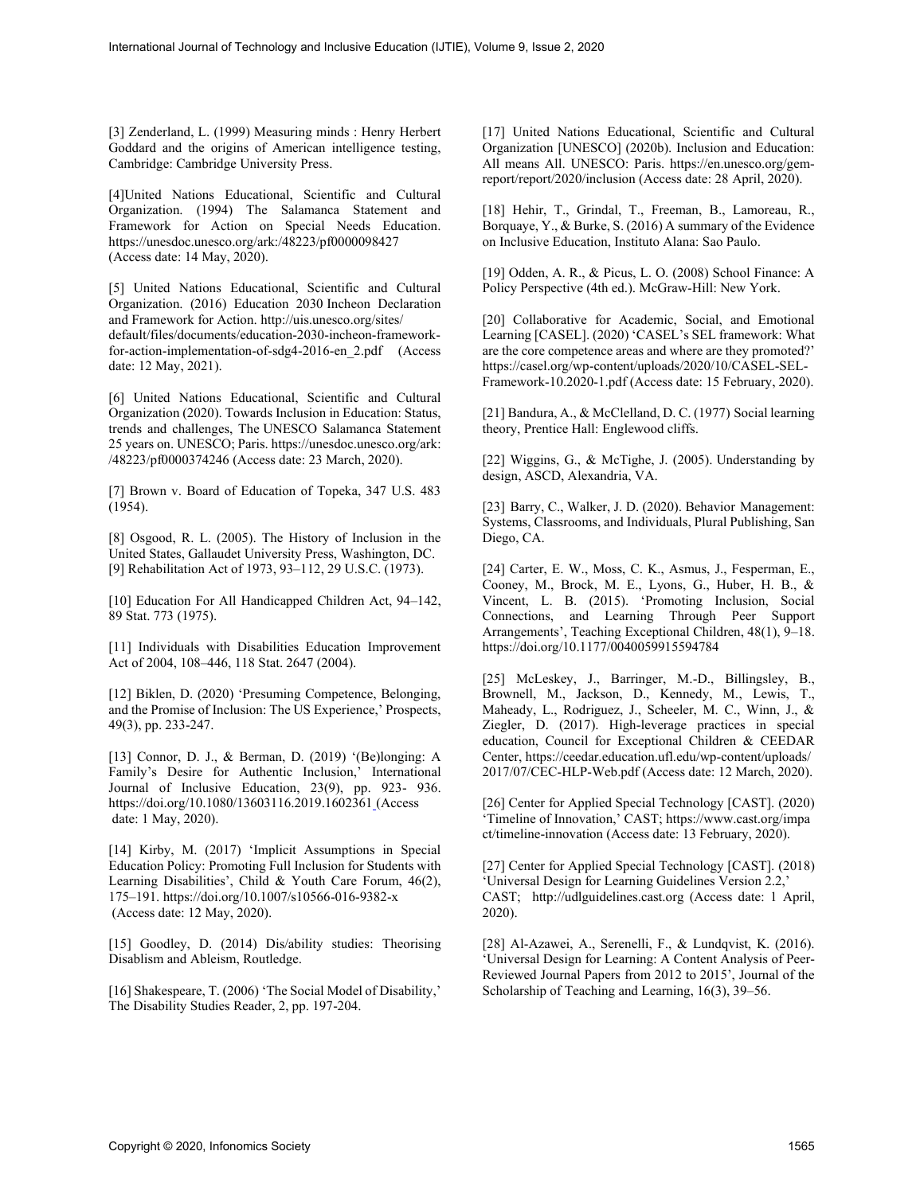[3] Zenderland, L. (1999) Measuring minds : Henry Herbert Goddard and the origins of American intelligence testing, Cambridge: Cambridge University Press.

[4]United Nations Educational, Scientific and Cultural Organization. (1994) The Salamanca Statement and Framework for Action on Special Needs Education. https://unesdoc.unesco.org/ark:/48223/pf0000098427 (Access date: 14 May, 2020).

[5] United Nations Educational, Scientific and Cultural Organization. (2016) Education 2030 Incheon Declaration and Framework for Action. http://uis.unesco.org/sites/default/files/documents/education-2030-incheon-framework-for-action-implementation-of-sdg4-2016-en_2.pdf (Access date: 12 May, 2021).

[6] United Nations Educational, Scientific and Cultural Organization (2020). Towards Inclusion in Education: Status, trends and challenges, The UNESCO Salamanca Statement 25 years on. UNESCO; Paris. https://unesdoc.unesco.org/ark:/48223/pf0000374246 (Access date: 23 March, 2020).

[7] Brown v. Board of Education of Topeka, 347 U.S. 483 (1954).

[8] Osgood, R. L. (2005). The History of Inclusion in the United States, Gallaudet University Press, Washington, DC.

[9] Rehabilitation Act of 1973, 93–112, 29 U.S.C. (1973).

[10] Education For All Handicapped Children Act, 94–142, 89 Stat. 773 (1975).

[11] Individuals with Disabilities Education Improvement Act of 2004, 108–446, 118 Stat. 2647 (2004).

[12] Biklen, D. (2020) 'Presuming Competence, Belonging, and the Promise of Inclusion: The US Experience,' Prospects, 49(3), pp. 233-247.

[13] Connor, D. J., & Berman, D. (2019) '(Be)longing: A Family's Desire for Authentic Inclusion,' International Journal of Inclusive Education, 23(9), pp. 923- 936. https://doi.org/10.1080/13603116.2019.1602361 (Access date: 1 May, 2020).

[14] Kirby, M. (2017) 'Implicit Assumptions in Special Education Policy: Promoting Full Inclusion for Students with Learning Disabilities', Child & Youth Care Forum, 46(2), 175–191. https://doi.org/10.1007/s10566-016-9382-x (Access date: 12 May, 2020).

[15] Goodley, D. (2014) Dis/ability studies: Theorising Disablism and Ableism, Routledge.

[16] Shakespeare, T. (2006) 'The Social Model of Disability,' The Disability Studies Reader, 2, pp. 197-204.

[17] United Nations Educational, Scientific and Cultural Organization [UNESCO] (2020b). Inclusion and Education: All means All. UNESCO: Paris. https://en.unesco.org/gem-report/report/2020/inclusion (Access date: 28 April, 2020).

[18] Hehir, T., Grindal, T., Freeman, B., Lamoreau, R., Borquaye, Y., & Burke, S. (2016) A summary of the Evidence on Inclusive Education, Instituto Alana: Sao Paulo.

[19] Odden, A. R., & Picus, L. O. (2008) School Finance: A Policy Perspective (4th ed.). McGraw-Hill: New York.

[20] Collaborative for Academic, Social, and Emotional Learning [CASEL]. (2020) 'CASEL's SEL framework: What are the core competence areas and where are they promoted?' https://casel.org/wp-content/uploads/2020/10/CASEL-SEL-Framework-10.2020-1.pdf (Access date: 15 February, 2020).

[21] Bandura, A., & McClelland, D. C. (1977) Social learning theory, Prentice Hall: Englewood cliffs.

[22] Wiggins, G., & McTighe, J. (2005). Understanding by design, ASCD, Alexandria, VA.

[23] Barry, C., Walker, J. D. (2020). Behavior Management: Systems, Classrooms, and Individuals, Plural Publishing, San Diego, CA.

[24] Carter, E. W., Moss, C. K., Asmus, J., Fesperman, E., Cooney, M., Brock, M. E., Lyons, G., Huber, H. B., & Vincent, L. B. (2015). 'Promoting Inclusion, Social Connections, and Learning Through Peer Support Arrangements', Teaching Exceptional Children, 48(1), 9–18. https://doi.org/10.1177/0040059915594784

[25] McLeskey, J., Barringer, M.-D., Billingsley, B., Brownell, M., Jackson, D., Kennedy, M., Lewis, T., Maheady, L., Rodriguez, J., Scheeler, M. C., Winn, J., & Ziegler, D. (2017). High-leverage practices in special education, Council for Exceptional Children & CEEDAR Center, https://ceedar.education.ufl.edu/wp-content/uploads/2017/07/CEC-HLP-Web.pdf (Access date: 12 March, 2020).

[26] Center for Applied Special Technology [CAST]. (2020) 'Timeline of Innovation,' CAST; https://www.cast.org/impact/timeline-innovation (Access date: 13 February, 2020).

[27] Center for Applied Special Technology [CAST]. (2018) 'Universal Design for Learning Guidelines Version 2.2,' CAST; http://udlguidelines.cast.org (Access date: 1 April, 2020).

[28] Al-Azawei, A., Serenelli, F., & Lundqvist, K. (2016). 'Universal Design for Learning: A Content Analysis of Peer-Reviewed Journal Papers from 2012 to 2015', Journal of the Scholarship of Teaching and Learning, 16(3), 39–56.